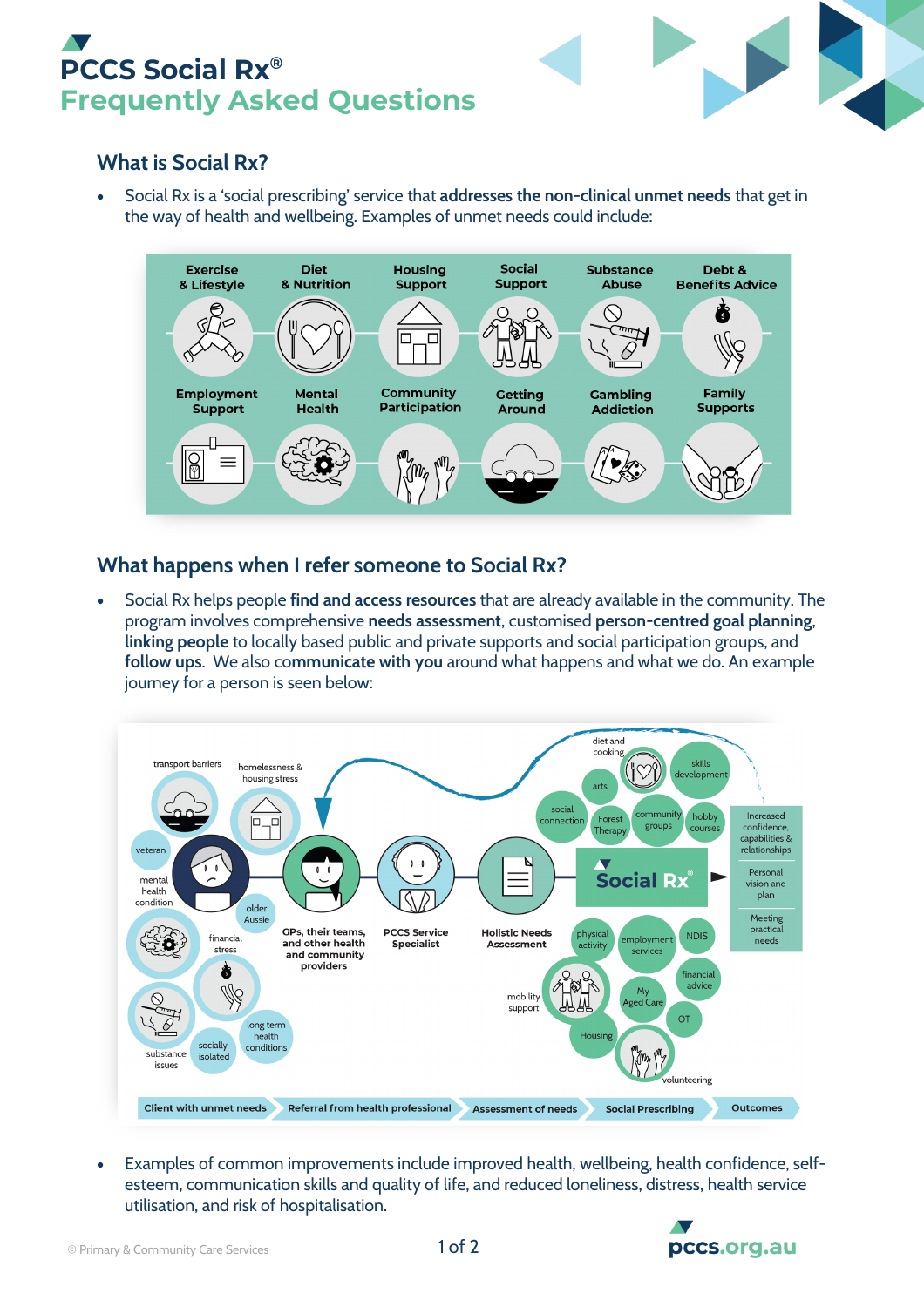# PCCS Social Rx®
## Frequently Asked Questions

### What is Social Rx?

- Social Rx is a 'social prescribing' service that **addresses the non-clinical unmet needs** that get in the way of health and wellbeing. Examples of unmet needs could include:

Exercise & Lifestyle | Diet & Nutrition | Housing Support | Social Support | Substance Abuse | Debt & Benefits Advice | Employment Support | Mental Health | Community Participation | Getting Around | Gambling Addiction | Family Supports

### What happens when I refer someone to Social Rx?

- Social Rx helps people **find and access resources** that are already available in the community. The program involves comprehensive **needs assessment**, customised **person-centred goal planning**, **linking people** to locally based public and private supports and social participation groups, and **follow ups**. We also **communicate with you** around what happens and what we do. An example journey for a person is seen below:

Client with unmet needs: transport barriers, homelessness & housing stress, veteran, mental health condition, older Aussie, financial stress, long term health conditions, socially isolated, substance issues

Referral from health professional: GPs, their teams, and other health and community providers; PCCS Service Specialist

Assessment of needs: Holistic Needs Assessment

Social Prescribing: Social Rx® — diet and cooking, skills development, arts, social connection, Forest Therapy, community groups, hobby courses, physical activity, employment services, NDIS, financial advice, mobility support, My Aged Care, OT, Housing, volunteering

Outcomes: Increased confidence, capabilities & relationships; Personal vision and plan; Meeting practical needs

- Examples of common improvements include improved health, wellbeing, health confidence, self-esteem, communication skills and quality of life, and reduced loneliness, distress, health service utilisation, and risk of hospitalisation.

© Primary & Community Care Services

pccs.org.au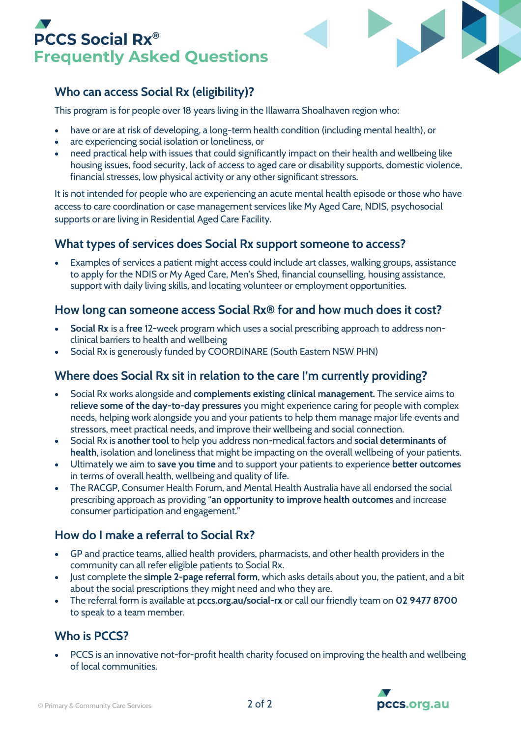# PCCS Social Rx®
## Frequently Asked Questions

### Who can access Social Rx (eligibility)?

This program is for people over 18 years living in the Illawarra Shoalhaven region who:

- have or are at risk of developing, a long-term health condition (including mental health), or
- are experiencing social isolation or loneliness, or
- need practical help with issues that could significantly impact on their health and wellbeing like housing issues, food security, lack of access to aged care or disability supports, domestic violence, financial stresses, low physical activity or any other significant stressors.

It is not intended for people who are experiencing an acute mental health episode or those who have access to care coordination or case management services like My Aged Care, NDIS, psychosocial supports or are living in Residential Aged Care Facility.

### What types of services does Social Rx support someone to access?

- Examples of services a patient might access could include art classes, walking groups, assistance to apply for the NDIS or My Aged Care, Men's Shed, financial counselling, housing assistance, support with daily living skills, and locating volunteer or employment opportunities.

### How long can someone access Social Rx® for and how much does it cost?

- **Social Rx** is a **free** 12-week program which uses a social prescribing approach to address non-clinical barriers to health and wellbeing
- Social Rx is generously funded by COORDINARE (South Eastern NSW PHN)

### Where does Social Rx sit in relation to the care I'm currently providing?

- Social Rx works alongside and **complements existing clinical management.** The service aims to **relieve some of the day-to-day pressures** you might experience caring for people with complex needs, helping work alongside you and your patients to help them manage major life events and stressors, meet practical needs, and improve their wellbeing and social connection.
- Social Rx is **another tool** to help you address non-medical factors and **social determinants of health**, isolation and loneliness that might be impacting on the overall wellbeing of your patients.
- Ultimately we aim to **save you time** and to support your patients to experience **better outcomes** in terms of overall health, wellbeing and quality of life.
- The RACGP, Consumer Health Forum, and Mental Health Australia have all endorsed the social prescribing approach as providing "**an opportunity to improve health outcomes** and increase consumer participation and engagement."

### How do I make a referral to Social Rx?

- GP and practice teams, allied health providers, pharmacists, and other health providers in the community can all refer eligible patients to Social Rx.
- Just complete the **simple 2-page referral form**, which asks details about you, the patient, and a bit about the social prescriptions they might need and who they are.
- The referral form is available at **pccs.org.au/social-rx** or call our friendly team on **02 9477 8700** to speak to a team member.

### Who is PCCS?

- PCCS is an innovative not-for-profit health charity focused on improving the health and wellbeing of local communities.

© Primary & Community Care Services

pccs.org.au